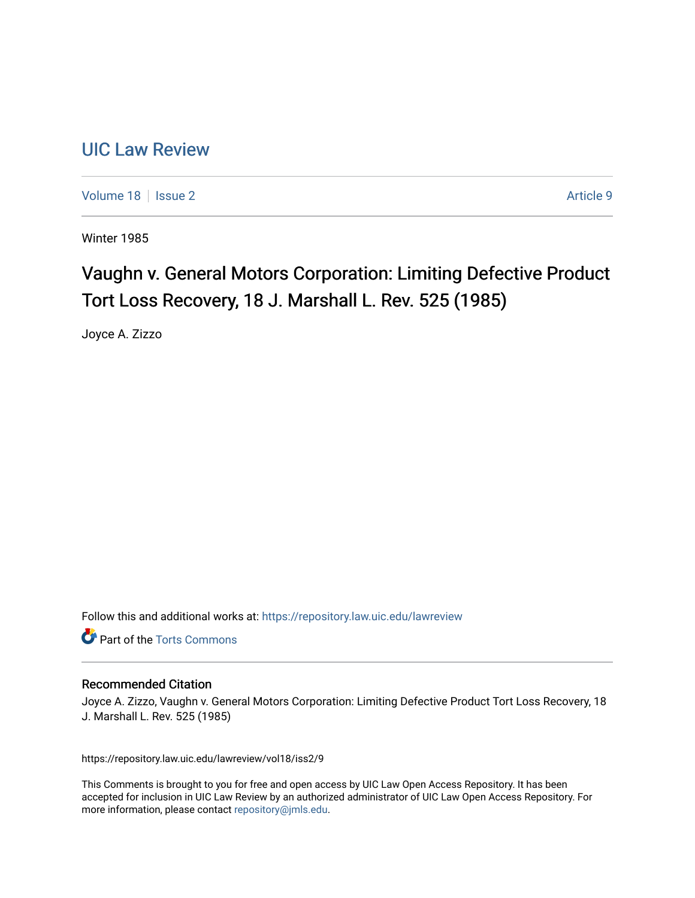# UIC Law Review

Volume 18 | Issue 2 | Article 9

Winter 1985

## Vaughn v. General Motors Corporation: Limiting Defective Product Tort Loss Recovery, 18 J. Marshall L. Rev. 525 (1985)

Joyce A. Zizzo

Follow this and additional works at: https://repository.law.uic.edu/lawreview

Part of the Torts Commons

### Recommended Citation

Joyce A. Zizzo, Vaughn v. General Motors Corporation: Limiting Defective Product Tort Loss Recovery, 18 J. Marshall L. Rev. 525 (1985)

https://repository.law.uic.edu/lawreview/vol18/iss2/9

This Comments is brought to you for free and open access by UIC Law Open Access Repository. It has been accepted for inclusion in UIC Law Review by an authorized administrator of UIC Law Open Access Repository. For more information, please contact repository@jmls.edu.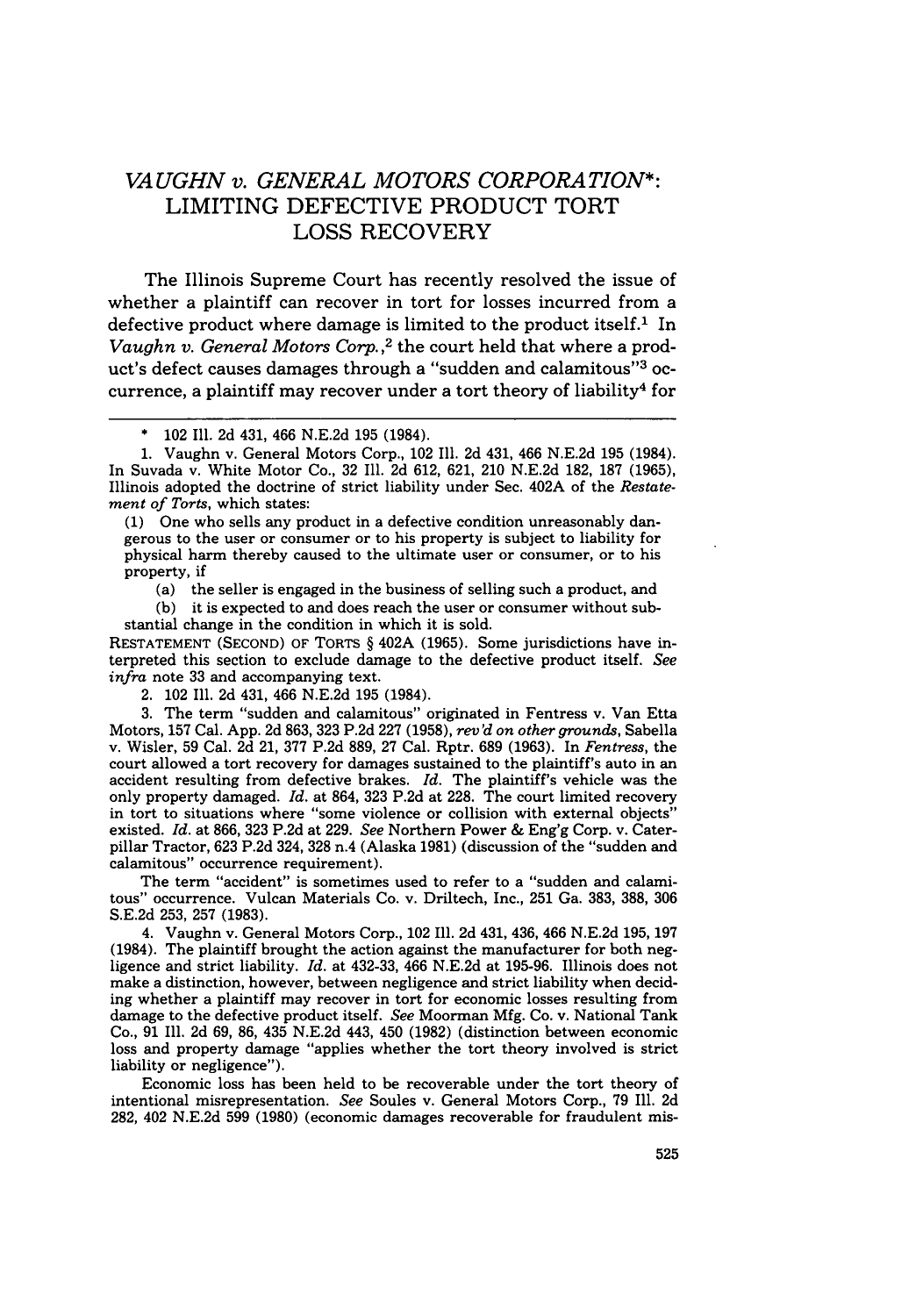# *VAUGHN v. GENERAL MOTORS CORPORATION*\*: LIMITING DEFECTIVE PRODUCT TORT LOSS RECOVERY

The Illinois Supreme Court has recently resolved the issue of whether a plaintiff can recover in tort for losses incurred from a defective product where damage is limited to the product itself.[1] In *Vaughn v. General Motors Corp.*,[2] the court held that where a product's defect causes damages through a "sudden and calamitous"[3] occurrence, a plaintiff may recover under a tort theory of liability[4] for

---

\* 102 Ill. 2d 431, 466 N.E.2d 195 (1984).

1. Vaughn v. General Motors Corp., 102 Ill. 2d 431, 466 N.E.2d 195 (1984). In Suvada v. White Motor Co., 32 Ill. 2d 612, 621, 210 N.E.2d 182, 187 (1965), Illinois adopted the doctrine of strict liability under Sec. 402A of the *Restatement of Torts*, which states:

(1) One who sells any product in a defective condition unreasonably dangerous to the user or consumer or to his property is subject to liability for physical harm thereby caused to the ultimate user or consumer, or to his property, if

(a) the seller is engaged in the business of selling such a product, and

(b) it is expected to and does reach the user or consumer without substantial change in the condition in which it is sold.

RESTATEMENT (SECOND) OF TORTS § 402A (1965). Some jurisdictions have interpreted this section to exclude damage to the defective product itself. *See infra* note 33 and accompanying text.

2. 102 Ill. 2d 431, 466 N.E.2d 195 (1984).

3. The term "sudden and calamitous" originated in Fentress v. Van Etta Motors, 157 Cal. App. 2d 863, 323 P.2d 227 (1958), *rev'd on other grounds*, Sabella v. Wisler, 59 Cal. 2d 21, 377 P.2d 889, 27 Cal. Rptr. 689 (1963). In *Fentress*, the court allowed a tort recovery for damages sustained to the plaintiff's auto in an accident resulting from defective brakes. *Id.* The plaintiff's vehicle was the only property damaged. *Id.* at 864, 323 P.2d at 228. The court limited recovery in tort to situations where "some violence or collision with external objects" existed. *Id.* at 866, 323 P.2d at 229. *See* Northern Power & Eng'g Corp. v. Caterpillar Tractor, 623 P.2d 324, 328 n.4 (Alaska 1981) (discussion of the "sudden and calamitous" occurrence requirement).

The term "accident" is sometimes used to refer to a "sudden and calamitous" occurrence. Vulcan Materials Co. v. Driltech, Inc., 251 Ga. 383, 388, 306 S.E.2d 253, 257 (1983).

4. Vaughn v. General Motors Corp., 102 Ill. 2d 431, 436, 466 N.E.2d 195, 197 (1984). The plaintiff brought the action against the manufacturer for both negligence and strict liability. *Id.* at 432-33, 466 N.E.2d at 195-96. Illinois does not make a distinction, however, between negligence and strict liability when deciding whether a plaintiff may recover in tort for economic losses resulting from damage to the defective product itself. *See* Moorman Mfg. Co. v. National Tank Co., 91 Ill. 2d 69, 86, 435 N.E.2d 443, 450 (1982) (distinction between economic loss and property damage "applies whether the tort theory involved is strict liability or negligence").

Economic loss has been held to be recoverable under the tort theory of intentional misrepresentation. *See* Soules v. General Motors Corp., 79 Ill. 2d 282, 402 N.E.2d 599 (1980) (economic damages recoverable for fraudulent mis-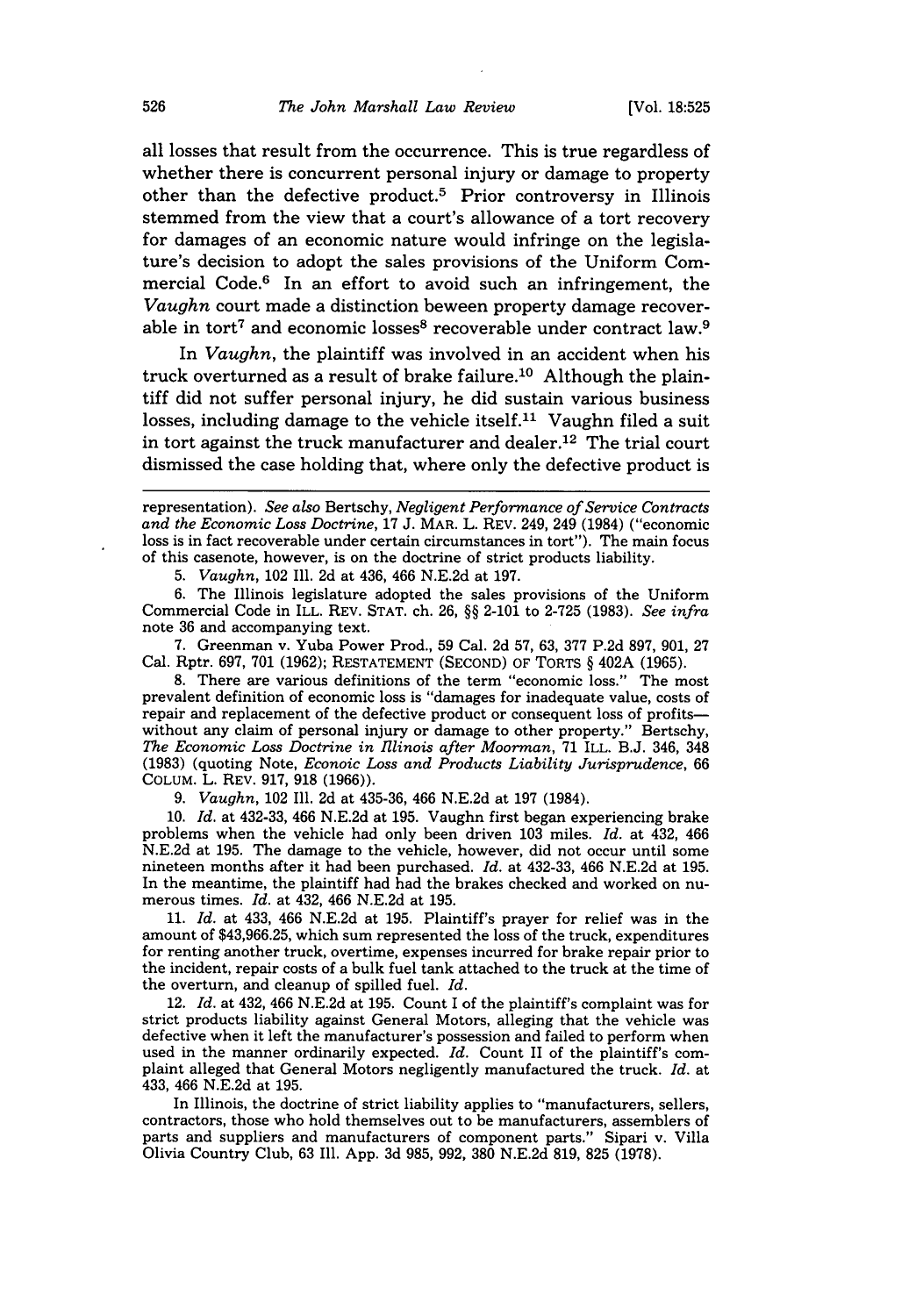all losses that result from the occurrence. This is true regardless of whether there is concurrent personal injury or damage to property other than the defective product.[5] Prior controversy in Illinois stemmed from the view that a court's allowance of a tort recovery for damages of an economic nature would infringe on the legislature's decision to adopt the sales provisions of the Uniform Commercial Code.[6] In an effort to avoid such an infringement, the *Vaughn* court made a distinction beween property damage recoverable in tort[7] and economic losses[8] recoverable under contract law.[9]

In *Vaughn*, the plaintiff was involved in an accident when his truck overturned as a result of brake failure.[10] Although the plaintiff did not suffer personal injury, he did sustain various business losses, including damage to the vehicle itself.[11] Vaughn filed a suit in tort against the truck manufacturer and dealer.[12] The trial court dismissed the case holding that, where only the defective product is

---

representation). *See also* Bertschy, *Negligent Performance of Service Contracts and the Economic Loss Doctrine*, 17 J. MAR. L. REV. 249, 249 (1984) ("economic loss is in fact recoverable under certain circumstances in tort"). The main focus of this casenote, however, is on the doctrine of strict products liability.

5. *Vaughn*, 102 Ill. 2d at 436, 466 N.E.2d at 197.

6. The Illinois legislature adopted the sales provisions of the Uniform Commercial Code in ILL. REV. STAT. ch. 26, §§ 2-101 to 2-725 (1983). *See infra* note 36 and accompanying text.

7. Greenman v. Yuba Power Prod., 59 Cal. 2d 57, 63, 377 P.2d 897, 901, 27 Cal. Rptr. 697, 701 (1962); RESTATEMENT (SECOND) OF TORTS § 402A (1965).

8. There are various definitions of the term "economic loss." The most prevalent definition of economic loss is "damages for inadequate value, costs of repair and replacement of the defective product or consequent loss of profits—without any claim of personal injury or damage to other property." Bertschy, *The Economic Loss Doctrine in Illinois after Moorman*, 71 ILL. B.J. 346, 348 (1983) (quoting Note, *Econoic Loss and Products Liability Jurisprudence*, 66 COLUM. L. REV. 917, 918 (1966)).

9. *Vaughn*, 102 Ill. 2d at 435-36, 466 N.E.2d at 197 (1984).

10. *Id.* at 432-33, 466 N.E.2d at 195. Vaughn first began experiencing brake problems when the vehicle had only been driven 103 miles. *Id.* at 432, 466 N.E.2d at 195. The damage to the vehicle, however, did not occur until some nineteen months after it had been purchased. *Id.* at 432-33, 466 N.E.2d at 195. In the meantime, the plaintiff had had the brakes checked and worked on numerous times. *Id.* at 432, 466 N.E.2d at 195.

11. *Id.* at 433, 466 N.E.2d at 195. Plaintiff's prayer for relief was in the amount of $43,966.25, which sum represented the loss of the truck, expenditures for renting another truck, overtime, expenses incurred for brake repair prior to the incident, repair costs of a bulk fuel tank attached to the truck at the time of the overturn, and cleanup of spilled fuel. *Id.*

12. *Id.* at 432, 466 N.E.2d at 195. Count I of the plaintiff's complaint was for strict products liability against General Motors, alleging that the vehicle was defective when it left the manufacturer's possession and failed to perform when used in the manner ordinarily expected. *Id.* Count II of the plaintiff's complaint alleged that General Motors negligently manufactured the truck. *Id.* at 433, 466 N.E.2d at 195.

In Illinois, the doctrine of strict liability applies to "manufacturers, sellers, contractors, those who hold themselves out to be manufacturers, assemblers of parts and suppliers and manufacturers of component parts." Sipari v. Villa Olivia Country Club, 63 Ill. App. 3d 985, 992, 380 N.E.2d 819, 825 (1978).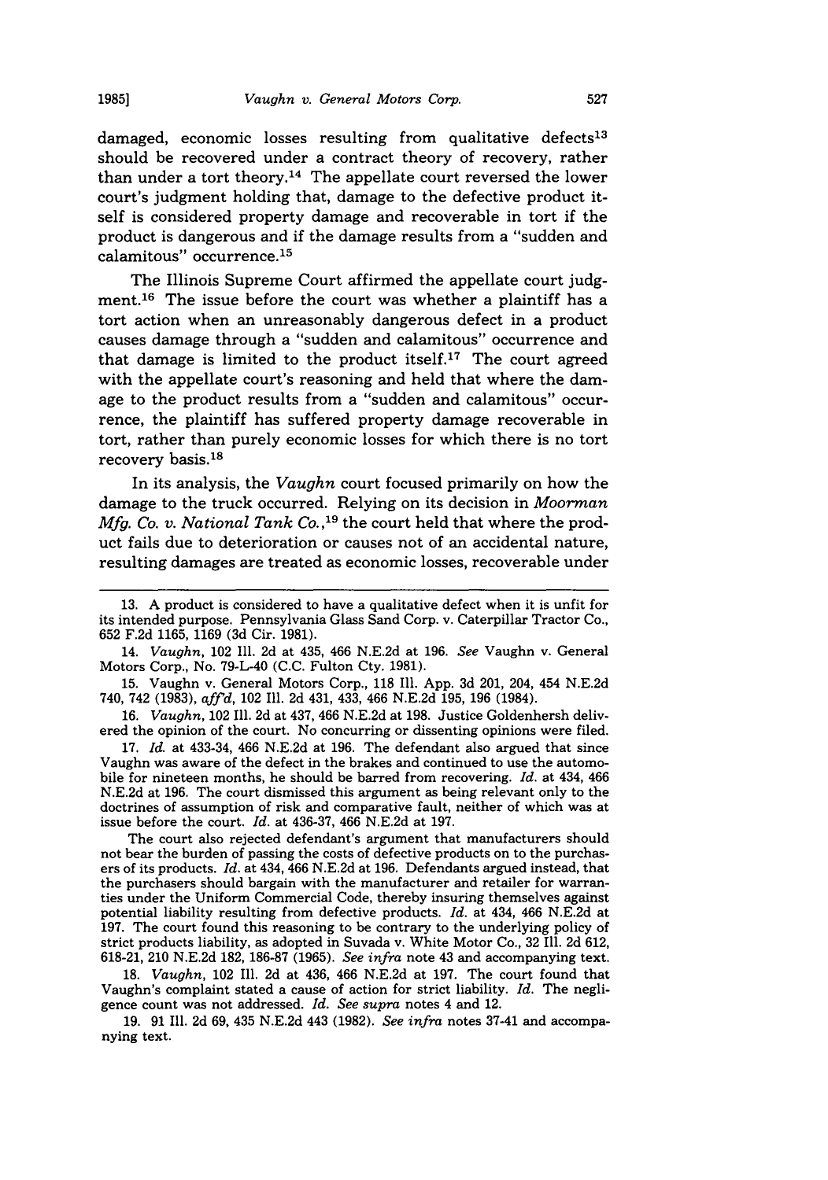damaged, economic losses resulting from qualitative defects[13] should be recovered under a contract theory of recovery, rather than under a tort theory.[14] The appellate court reversed the lower court's judgment holding that, damage to the defective product itself is considered property damage and recoverable in tort if the product is dangerous and if the damage results from a "sudden and calamitous" occurrence.[15]

The Illinois Supreme Court affirmed the appellate court judgment.[16] The issue before the court was whether a plaintiff has a tort action when an unreasonably dangerous defect in a product causes damage through a "sudden and calamitous" occurrence and that damage is limited to the product itself.[17] The court agreed with the appellate court's reasoning and held that where the damage to the product results from a "sudden and calamitous" occurrence, the plaintiff has suffered property damage recoverable in tort, rather than purely economic losses for which there is no tort recovery basis.[18]

In its analysis, the *Vaughn* court focused primarily on how the damage to the truck occurred. Relying on its decision in *Moorman Mfg. Co. v. National Tank Co.*,[19] the court held that where the product fails due to deterioration or causes not of an accidental nature, resulting damages are treated as economic losses, recoverable under

---

13. A product is considered to have a qualitative defect when it is unfit for its intended purpose. Pennsylvania Glass Sand Corp. v. Caterpillar Tractor Co., 652 F.2d 1165, 1169 (3d Cir. 1981).

14. *Vaughn*, 102 Ill. 2d at 435, 466 N.E.2d at 196. *See* Vaughn v. General Motors Corp., No. 79-L-40 (C.C. Fulton Cty. 1981).

15. Vaughn v. General Motors Corp., 118 Ill. App. 3d 201, 204, 454 N.E.2d 740, 742 (1983), *aff'd*, 102 Ill. 2d 431, 433, 466 N.E.2d 195, 196 (1984).

16. *Vaughn*, 102 Ill. 2d at 437, 466 N.E.2d at 198. Justice Goldenhersh delivered the opinion of the court. No concurring or dissenting opinions were filed.

17. *Id.* at 433-34, 466 N.E.2d at 196. The defendant also argued that since Vaughn was aware of the defect in the brakes and continued to use the automobile for nineteen months, he should be barred from recovering. *Id.* at 434, 466 N.E.2d at 196. The court dismissed this argument as being relevant only to the doctrines of assumption of risk and comparative fault, neither of which was at issue before the court. *Id.* at 436-37, 466 N.E.2d at 197.

The court also rejected defendant's argument that manufacturers should not bear the burden of passing the costs of defective products on to the purchasers of its products. *Id.* at 434, 466 N.E.2d at 196. Defendants argued instead, that the purchasers should bargain with the manufacturer and retailer for warranties under the Uniform Commercial Code, thereby insuring themselves against potential liability resulting from defective products. *Id.* at 434, 466 N.E.2d at 197. The court found this reasoning to be contrary to the underlying policy of strict products liability, as adopted in Suvada v. White Motor Co., 32 Ill. 2d 612, 618-21, 210 N.E.2d 182, 186-87 (1965). *See infra* note 43 and accompanying text.

18. *Vaughn*, 102 Ill. 2d at 436, 466 N.E.2d at 197. The court found that Vaughn's complaint stated a cause of action for strict liability. *Id.* The negligence count was not addressed. *Id. See supra* notes 4 and 12.

19. 91 Ill. 2d 69, 435 N.E.2d 443 (1982). *See infra* notes 37-41 and accompanying text.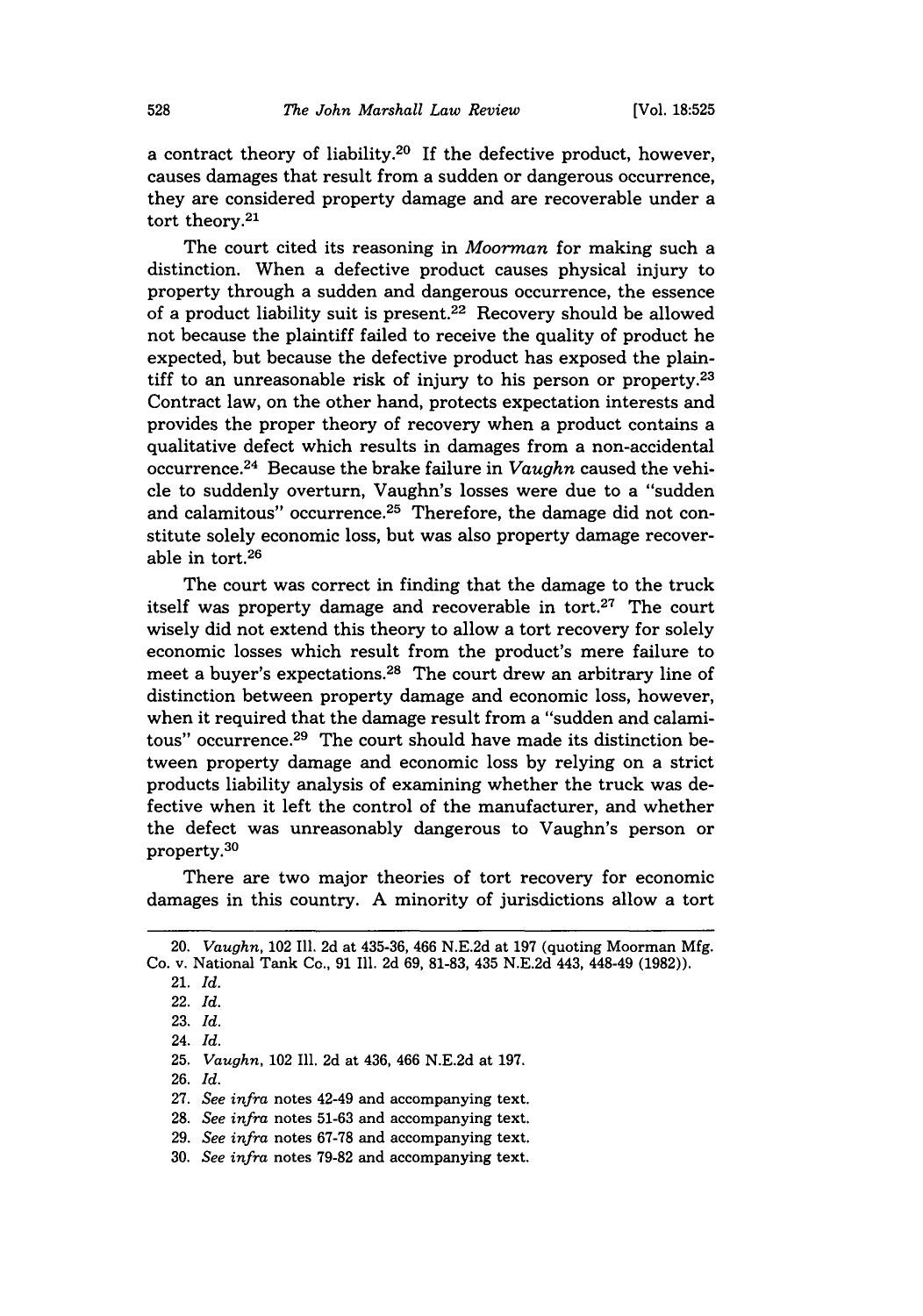a contract theory of liability.[20] If the defective product, however, causes damages that result from a sudden or dangerous occurrence, they are considered property damage and are recoverable under a tort theory.[21]

The court cited its reasoning in *Moorman* for making such a distinction. When a defective product causes physical injury to property through a sudden and dangerous occurrence, the essence of a product liability suit is present.[22] Recovery should be allowed not because the plaintiff failed to receive the quality of product he expected, but because the defective product has exposed the plaintiff to an unreasonable risk of injury to his person or property.[23] Contract law, on the other hand, protects expectation interests and provides the proper theory of recovery when a product contains a qualitative defect which results in damages from a non-accidental occurrence.[24] Because the brake failure in *Vaughn* caused the vehicle to suddenly overturn, Vaughn's losses were due to a "sudden and calamitous" occurrence.[25] Therefore, the damage did not constitute solely economic loss, but was also property damage recoverable in tort.[26]

The court was correct in finding that the damage to the truck itself was property damage and recoverable in tort.[27] The court wisely did not extend this theory to allow a tort recovery for solely economic losses which result from the product's mere failure to meet a buyer's expectations.[28] The court drew an arbitrary line of distinction between property damage and economic loss, however, when it required that the damage result from a "sudden and calamitous" occurrence.[29] The court should have made its distinction between property damage and economic loss by relying on a strict products liability analysis of examining whether the truck was defective when it left the control of the manufacturer, and whether the defect was unreasonably dangerous to Vaughn's person or property.[30]

There are two major theories of tort recovery for economic damages in this country. A minority of jurisdictions allow a tort

---

20. *Vaughn*, 102 Ill. 2d at 435-36, 466 N.E.2d at 197 (quoting Moorman Mfg. Co. v. National Tank Co., 91 Ill. 2d 69, 81-83, 435 N.E.2d 443, 448-49 (1982)).

21. *Id.*

22. *Id.*

23. *Id.*

24. *Id.*

25. *Vaughn*, 102 Ill. 2d at 436, 466 N.E.2d at 197.

26. *Id.*

27. *See infra* notes 42-49 and accompanying text.

28. *See infra* notes 51-63 and accompanying text.

29. *See infra* notes 67-78 and accompanying text.

30. *See infra* notes 79-82 and accompanying text.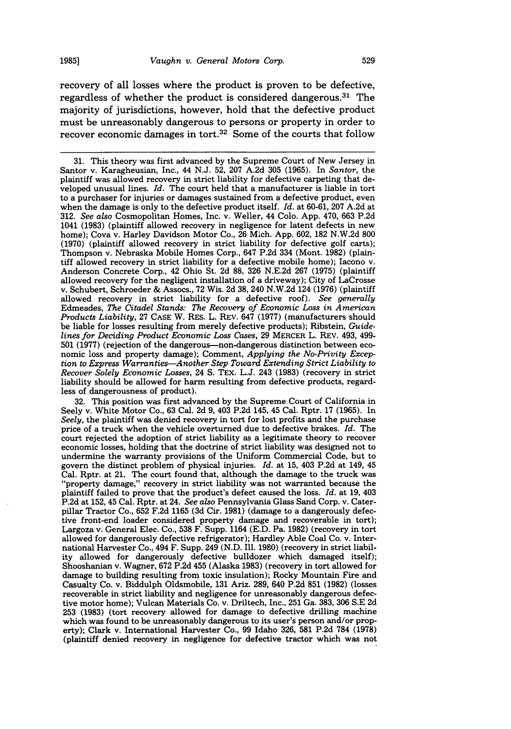recovery of all losses where the product is proven to be defective, regardless of whether the product is considered dangerous.[31] The majority of jurisdictions, however, hold that the defective product must be unreasonably dangerous to persons or property in order to recover economic damages in tort.[32] Some of the courts that follow

---

31. This theory was first advanced by the Supreme Court of New Jersey in Santor v. Karagheusian, Inc., 44 N.J. 52, 207 A.2d 305 (1965). In *Santor*, the plaintiff was allowed recovery in strict liability for defective carpeting that developed unusual lines. *Id.* The court held that a manufacturer is liable in tort to a purchaser for injuries or damages sustained from a defective product, even when the damage is only to the defective product itself. *Id.* at 60-61, 207 A.2d at 312. *See also* Cosmopolitan Homes, Inc. v. Weller, 44 Colo. App. 470, 663 P.2d 1041 (1983) (plaintiff allowed recovery in negligence for latent defects in new home); Cova v. Harley Davidson Motor Co., 26 Mich. App. 602, 182 N.W.2d 800 (1970) (plaintiff allowed recovery in strict liability for defective golf carts); Thompson v. Nebraska Mobile Homes Corp., 647 P.2d 334 (Mont. 1982) (plaintiff allowed recovery in strict liability for a defective mobile home); Iacono v. Anderson Concrete Corp., 42 Ohio St. 2d 88, 326 N.E.2d 267 (1975) (plaintiff allowed recovery for the negligent installation of a driveway); City of LaCrosse v. Schubert, Schroeder & Assocs., 72 Wis. 2d 38, 240 N.W.2d 124 (1976) (plaintiff allowed recovery in strict liability for a defective roof). *See generally* Edmeades, *The Citadel Stands: The Recovery of Economic Loss in American Products Liability*, 27 CASE W. RES. L. REV. 647 (1977) (manufacturers should be liable for losses resulting from merely defective products); Ribstein, *Guidelines for Deciding Product Economic Loss Cases*, 29 MERCER L. REV. 493, 499-501 (1977) (rejection of the dangerous—non-dangerous distinction between economic loss and property damage); Comment, *Applying the No-Privity Exception to Express Warranties—Another Step Toward Extending Strict Liability to Recover Solely Economic Losses*, 24 S. TEX. L.J. 243 (1983) (recovery in strict liability should be allowed for harm resulting from defective products, regardless of dangerousness of product).

32. This position was first advanced by the Supreme Court of California in Seely v. White Motor Co., 63 Cal. 2d 9, 403 P.2d 145, 45 Cal. Rptr. 17 (1965). In *Seely*, the plaintiff was denied recovery in tort for lost profits and the purchase price of a truck when the vehicle overturned due to defective brakes. *Id.* The court rejected the adoption of strict liability as a legitimate theory to recover economic losses, holding that the doctrine of strict liability was designed not to undermine the warranty provisions of the Uniform Commercial Code, but to govern the distinct problem of physical injuries. *Id.* at 15, 403 P.2d at 149, 45 Cal. Rptr. at 21. The court found that, although the damage to the truck was "property damage," recovery in strict liability was not warranted because the plaintiff failed to prove that the product's defect caused the loss. *Id.* at 19, 403 P.2d at 152, 45 Cal. Rptr. at 24. *See also* Pennsylvania Glass Sand Corp. v. Caterpillar Tractor Co., 652 F.2d 1165 (3d Cir. 1981) (damage to a dangerously defective front-end loader considered property damage and recoverable in tort); Largoza v. General Elec. Co., 538 F. Supp. 1164 (E.D. Pa. 1982) (recovery in tort allowed for dangerously defective refrigerator); Hardley Able Coal Co. v. International Harvester Co., 494 F. Supp. 249 (N.D. Ill. 1980) (recovery in strict liability allowed for dangerously defective bulldozer which damaged itself); Shooshanian v. Wagner, 672 P.2d 455 (Alaska 1983) (recovery in tort allowed for damage to building resulting from toxic insulation); Rocky Mountain Fire and Casualty Co. v. Biddulph Oldsmobile, 131 Ariz. 289, 640 P.2d 851 (1982) (losses recoverable in strict liability and negligence for unreasonably dangerous defective motor home); Vulcan Materials Co. v. Driltech, Inc., 251 Ga. 383, 306 S.E 2d 253 (1983) (tort recovery allowed for damage to defective drilling machine which was found to be unreasonably dangerous to its user's person and/or property); Clark v. International Harvester Co., 99 Idaho 326, 581 P.2d 784 (1978) (plaintiff denied recovery in negligence for defective tractor which was not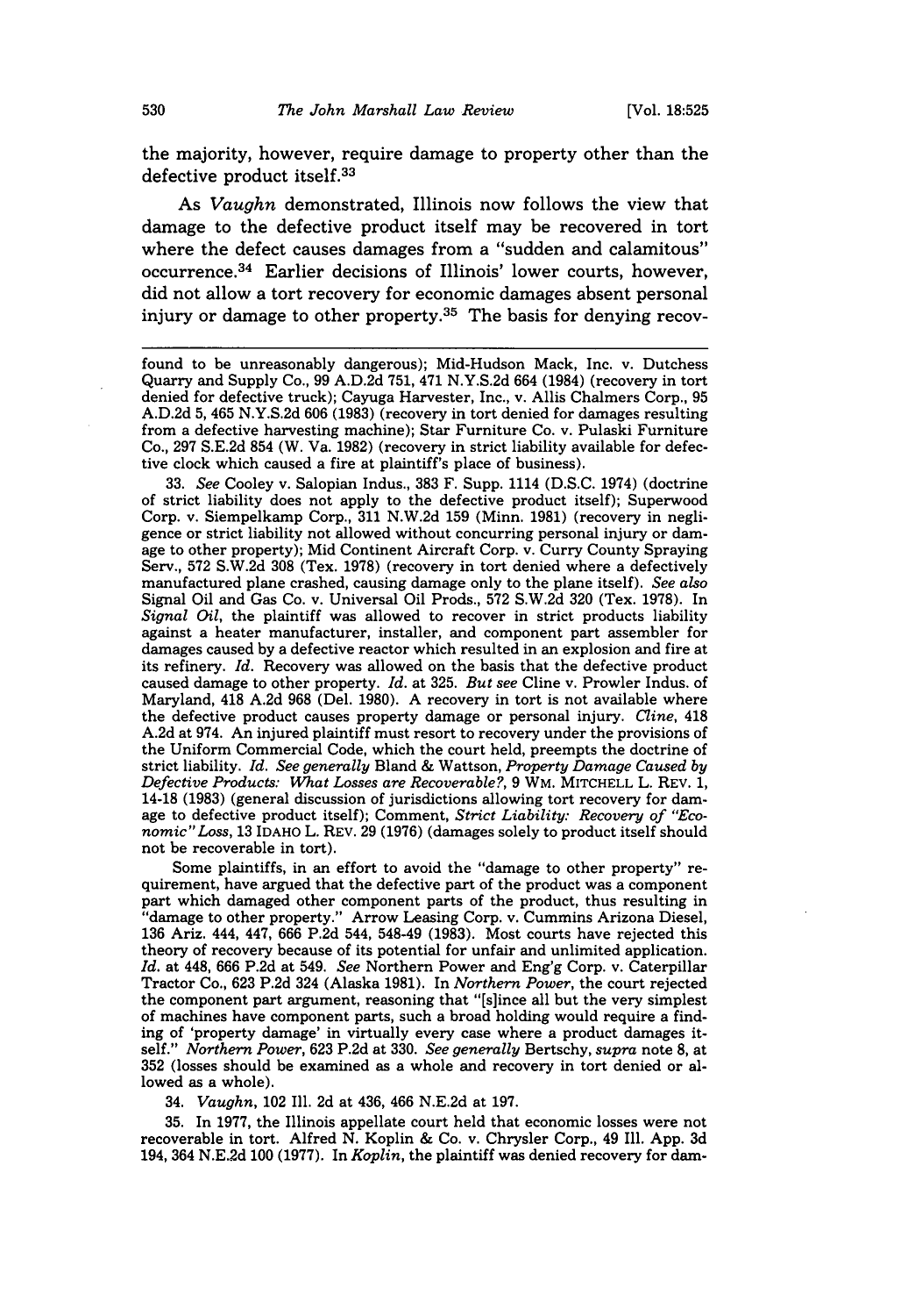the majority, however, require damage to property other than the defective product itself.[33]

As *Vaughn* demonstrated, Illinois now follows the view that damage to the defective product itself may be recovered in tort where the defect causes damages from a "sudden and calamitous" occurrence.[34] Earlier decisions of Illinois' lower courts, however, did not allow a tort recovery for economic damages absent personal injury or damage to other property.[35] The basis for denying recov-

---

found to be unreasonably dangerous); Mid-Hudson Mack, Inc. v. Dutchess Quarry and Supply Co., 99 A.D.2d 751, 471 N.Y.S.2d 664 (1984) (recovery in tort denied for defective truck); Cayuga Harvester, Inc., v. Allis Chalmers Corp., 95 A.D.2d 5, 465 N.Y.S.2d 606 (1983) (recovery in tort denied for damages resulting from a defective harvesting machine); Star Furniture Co. v. Pulaski Furniture Co., 297 S.E.2d 854 (W. Va. 1982) (recovery in strict liability available for defective clock which caused a fire at plaintiff's place of business).

33. *See* Cooley v. Salopian Indus., 383 F. Supp. 1114 (D.S.C. 1974) (doctrine of strict liability does not apply to the defective product itself); Superwood Corp. v. Siempelkamp Corp., 311 N.W.2d 159 (Minn. 1981) (recovery in negligence or strict liability not allowed without concurring personal injury or damage to other property); Mid Continent Aircraft Corp. v. Curry County Spraying Serv., 572 S.W.2d 308 (Tex. 1978) (recovery in tort denied where a defectively manufactured plane crashed, causing damage only to the plane itself). *See also* Signal Oil and Gas Co. v. Universal Oil Prods., 572 S.W.2d 320 (Tex. 1978). In *Signal Oil*, the plaintiff was allowed to recover in strict products liability against a heater manufacturer, installer, and component part assembler for damages caused by a defective reactor which resulted in an explosion and fire at its refinery. *Id.* Recovery was allowed on the basis that the defective product caused damage to other property. *Id.* at 325. *But see* Cline v. Prowler Indus. of Maryland, 418 A.2d 968 (Del. 1980). A recovery in tort is not available where the defective product causes property damage or personal injury. *Cline*, 418 A.2d at 974. An injured plaintiff must resort to recovery under the provisions of the Uniform Commercial Code, which the court held, preempts the doctrine of strict liability. *Id.* *See generally* Bland & Wattson, *Property Damage Caused by Defective Products: What Losses are Recoverable?*, 9 WM. MITCHELL L. REV. 1, 14-18 (1983) (general discussion of jurisdictions allowing tort recovery for damage to defective product itself); Comment, *Strict Liability: Recovery of "Economic" Loss*, 13 IDAHO L. REV. 29 (1976) (damages solely to product itself should not be recoverable in tort).

Some plaintiffs, in an effort to avoid the "damage to other property" requirement, have argued that the defective part of the product was a component part which damaged other component parts of the product, thus resulting in "damage to other property." Arrow Leasing Corp. v. Cummins Arizona Diesel, 136 Ariz. 444, 447, 666 P.2d 544, 548-49 (1983). Most courts have rejected this theory of recovery because of its potential for unfair and unlimited application. *Id.* at 448, 666 P.2d at 549. *See* Northern Power and Eng'g Corp. v. Caterpillar Tractor Co., 623 P.2d 324 (Alaska 1981). In *Northern Power*, the court rejected the component part argument, reasoning that "[s]ince all but the very simplest of machines have component parts, such a broad holding would require a finding of 'property damage' in virtually every case where a product damages itself." *Northern Power*, 623 P.2d at 330. *See generally* Bertschy, *supra* note 8, at 352 (losses should be examined as a whole and recovery in tort denied or allowed as a whole).

34. *Vaughn*, 102 Ill. 2d at 436, 466 N.E.2d at 197.

35. In 1977, the Illinois appellate court held that economic losses were not recoverable in tort. Alfred N. Koplin & Co. v. Chrysler Corp., 49 Ill. App. 3d 194, 364 N.E.2d 100 (1977). In *Koplin*, the plaintiff was denied recovery for dam-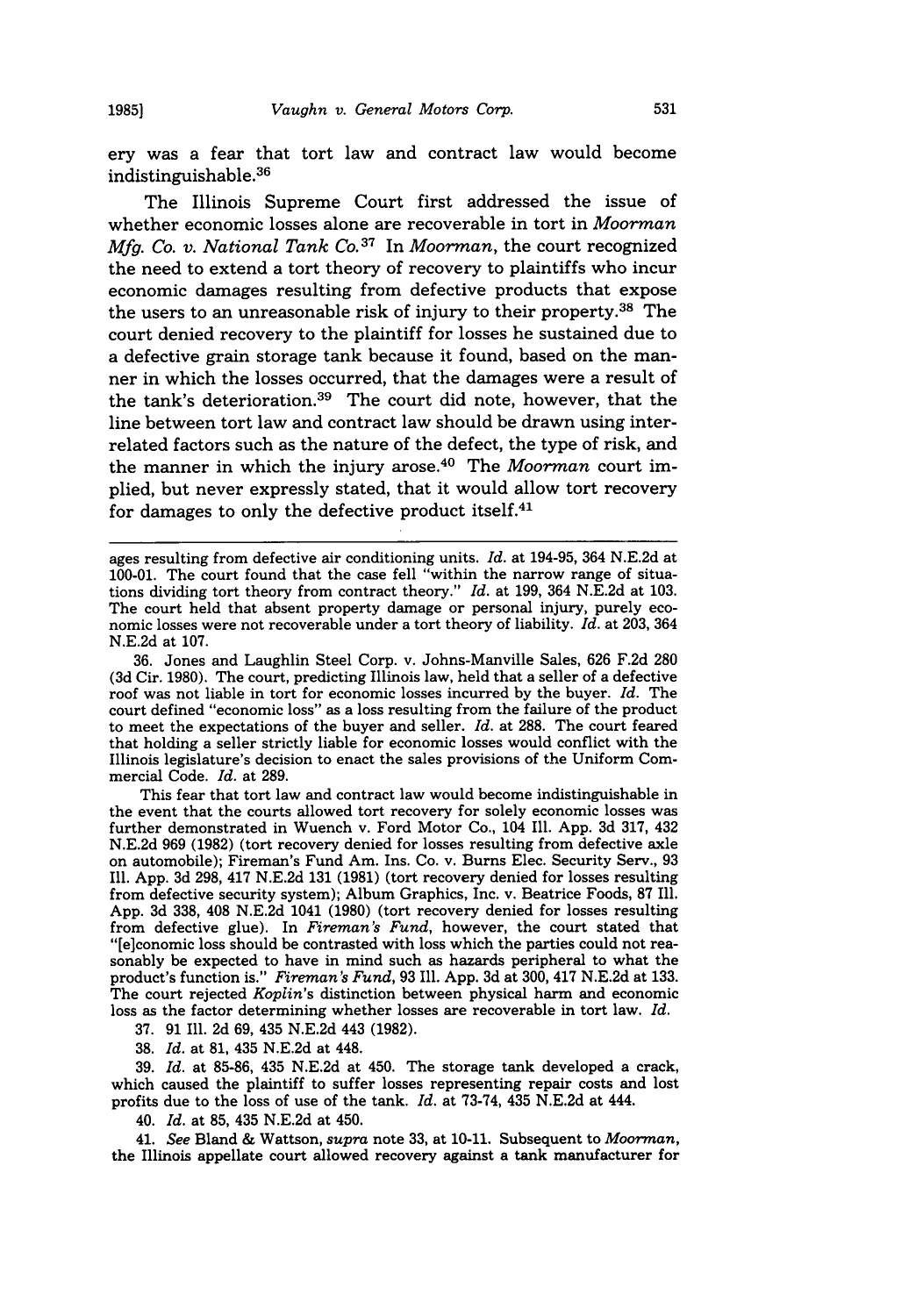ery was a fear that tort law and contract law would become indistinguishable.[36]

The Illinois Supreme Court first addressed the issue of whether economic losses alone are recoverable in tort in *Moorman Mfg. Co. v. National Tank Co.*[37] In *Moorman*, the court recognized the need to extend a tort theory of recovery to plaintiffs who incur economic damages resulting from defective products that expose the users to an unreasonable risk of injury to their property.[38] The court denied recovery to the plaintiff for losses he sustained due to a defective grain storage tank because it found, based on the manner in which the losses occurred, that the damages were a result of the tank's deterioration.[39] The court did note, however, that the line between tort law and contract law should be drawn using interrelated factors such as the nature of the defect, the type of risk, and the manner in which the injury arose.[40] The *Moorman* court implied, but never expressly stated, that it would allow tort recovery for damages to only the defective product itself.[41]

---

ages resulting from defective air conditioning units. *Id.* at 194-95, 364 N.E.2d at 100-01. The court found that the case fell "within the narrow range of situations dividing tort theory from contract theory." *Id.* at 199, 364 N.E.2d at 103. The court held that absent property damage or personal injury, purely economic losses were not recoverable under a tort theory of liability. *Id.* at 203, 364 N.E.2d at 107.

36. Jones and Laughlin Steel Corp. v. Johns-Manville Sales, 626 F.2d 280 (3d Cir. 1980). The court, predicting Illinois law, held that a seller of a defective roof was not liable in tort for economic losses incurred by the buyer. *Id.* The court defined "economic loss" as a loss resulting from the failure of the product to meet the expectations of the buyer and seller. *Id.* at 288. The court feared that holding a seller strictly liable for economic losses would conflict with the Illinois legislature's decision to enact the sales provisions of the Uniform Commercial Code. *Id.* at 289.

This fear that tort law and contract law would become indistinguishable in the event that the courts allowed tort recovery for solely economic losses was further demonstrated in Wuench v. Ford Motor Co., 104 Ill. App. 3d 317, 432 N.E.2d 969 (1982) (tort recovery denied for losses resulting from defective axle on automobile); Fireman's Fund Am. Ins. Co. v. Burns Elec. Security Serv., 93 Ill. App. 3d 298, 417 N.E.2d 131 (1981) (tort recovery denied for losses resulting from defective security system); Album Graphics, Inc. v. Beatrice Foods, 87 Ill. App. 3d 338, 408 N.E.2d 1041 (1980) (tort recovery denied for losses resulting from defective glue). In *Fireman's Fund*, however, the court stated that "[e]conomic loss should be contrasted with loss which the parties could not reasonably be expected to have in mind such as hazards peripheral to what the product's function is." *Fireman's Fund*, 93 Ill. App. 3d at 300, 417 N.E.2d at 133. The court rejected *Koplin*'s distinction between physical harm and economic loss as the factor determining whether losses are recoverable in tort law. *Id.*

37. 91 Ill. 2d 69, 435 N.E.2d 443 (1982).

38. *Id.* at 81, 435 N.E.2d at 448.

39. *Id.* at 85-86, 435 N.E.2d at 450. The storage tank developed a crack, which caused the plaintiff to suffer losses representing repair costs and lost profits due to the loss of use of the tank. *Id.* at 73-74, 435 N.E.2d at 444.

40. *Id.* at 85, 435 N.E.2d at 450.

41. *See* Bland & Wattson, *supra* note 33, at 10-11. Subsequent to *Moorman*, the Illinois appellate court allowed recovery against a tank manufacturer for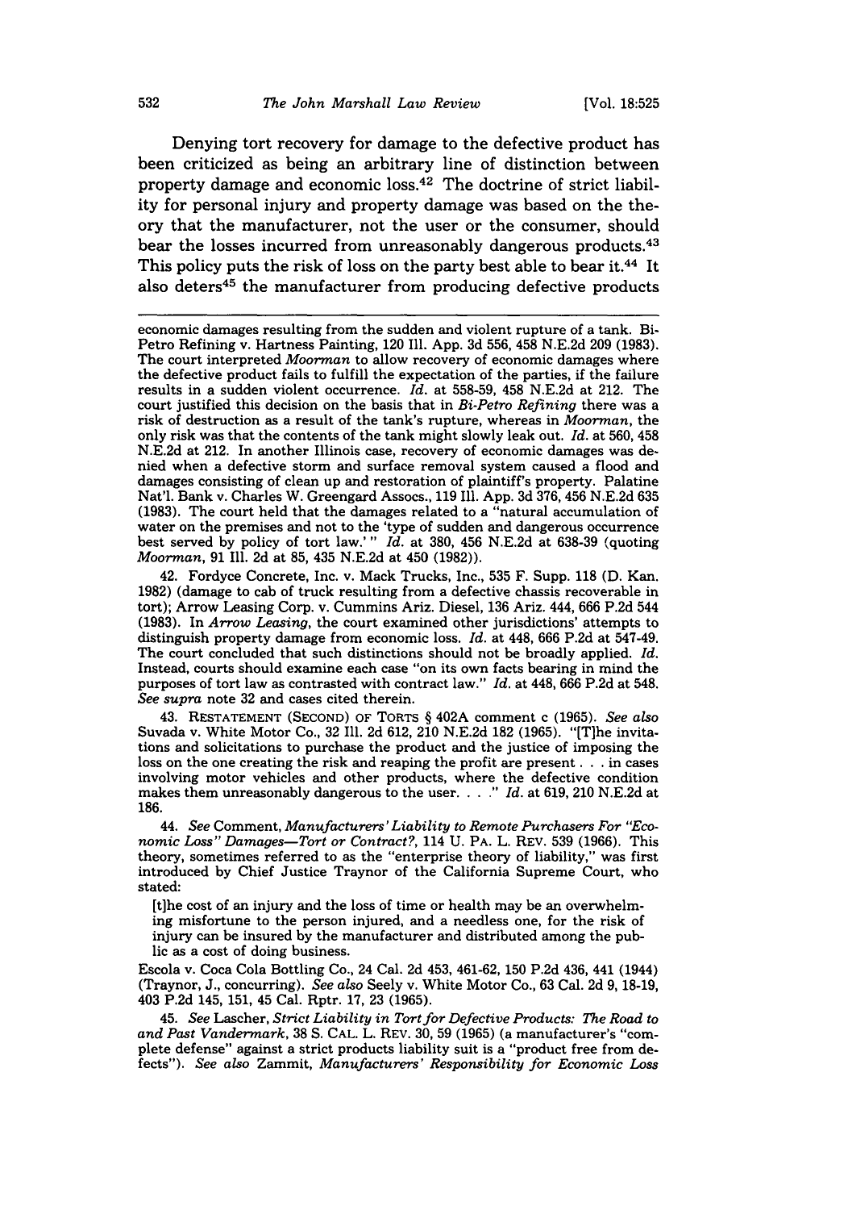Denying tort recovery for damage to the defective product has been criticized as being an arbitrary line of distinction between property damage and economic loss.[42] The doctrine of strict liability for personal injury and property damage was based on the theory that the manufacturer, not the user or the consumer, should bear the losses incurred from unreasonably dangerous products.[43] This policy puts the risk of loss on the party best able to bear it.[44] It also deters[45] the manufacturer from producing defective products

---

economic damages resulting from the sudden and violent rupture of a tank. Bi-Petro Refining v. Hartness Painting, 120 Ill. App. 3d 556, 458 N.E.2d 209 (1983). The court interpreted *Moorman* to allow recovery of economic damages where the defective product fails to fulfill the expectation of the parties, if the failure results in a sudden violent occurrence. *Id.* at 558-59, 458 N.E.2d at 212. The court justified this decision on the basis that in *Bi-Petro Refining* there was a risk of destruction as a result of the tank's rupture, whereas in *Moorman*, the only risk was that the contents of the tank might slowly leak out. *Id.* at 560, 458 N.E.2d at 212. In another Illinois case, recovery of economic damages was denied when a defective storm and surface removal system caused a flood and damages consisting of clean up and restoration of plaintiff's property. Palatine Nat'l. Bank v. Charles W. Greengard Assocs., 119 Ill. App. 3d 376, 456 N.E.2d 635 (1983). The court held that the damages related to a "natural accumulation of water on the premises and not to the 'type of sudden and dangerous occurrence best served by policy of tort law.' " *Id.* at 380, 456 N.E.2d at 638-39 (quoting *Moorman*, 91 Ill. 2d at 85, 435 N.E.2d at 450 (1982)).

42. Fordyce Concrete, Inc. v. Mack Trucks, Inc., 535 F. Supp. 118 (D. Kan. 1982) (damage to cab of truck resulting from a defective chassis recoverable in tort); Arrow Leasing Corp. v. Cummins Ariz. Diesel, 136 Ariz. 444, 666 P.2d 544 (1983). In *Arrow Leasing*, the court examined other jurisdictions' attempts to distinguish property damage from economic loss. *Id.* at 448, 666 P.2d at 547-49. The court concluded that such distinctions should not be broadly applied. *Id.* Instead, courts should examine each case "on its own facts bearing in mind the purposes of tort law as contrasted with contract law." *Id.* at 448, 666 P.2d at 548. *See supra* note 32 and cases cited therein.

43. RESTATEMENT (SECOND) OF TORTS § 402A comment c (1965). *See also* Suvada v. White Motor Co., 32 Ill. 2d 612, 210 N.E.2d 182 (1965). "[T]he invitations and solicitations to purchase the product and the justice of imposing the loss on the one creating the risk and reaping the profit are present . . . in cases involving motor vehicles and other products, where the defective condition makes them unreasonably dangerous to the user. . . ." *Id.* at 619, 210 N.E.2d at 186.

44. *See* Comment, *Manufacturers' Liability to Remote Purchasers For "Economic Loss" Damages—Tort or Contract?*, 114 U. PA. L. REV. 539 (1966). This theory, sometimes referred to as the "enterprise theory of liability," was first introduced by Chief Justice Traynor of the California Supreme Court, who stated:

> [t]he cost of an injury and the loss of time or health may be an overwhelming misfortune to the person injured, and a needless one, for the risk of injury can be insured by the manufacturer and distributed among the public as a cost of doing business.

Escola v. Coca Cola Bottling Co., 24 Cal. 2d 453, 461-62, 150 P.2d 436, 441 (1944) (Traynor, J., concurring). *See also* Seely v. White Motor Co., 63 Cal. 2d 9, 18-19, 403 P.2d 145, 151, 45 Cal. Rptr. 17, 23 (1965).

45. *See* Lascher, *Strict Liability in Tort for Defective Products: The Road to and Past Vandermark*, 38 S. CAL. L. REV. 30, 59 (1965) (a manufacturer's "complete defense" against a strict products liability suit is a "product free from defects"). *See also* Zammit, *Manufacturers' Responsibility for Economic Loss*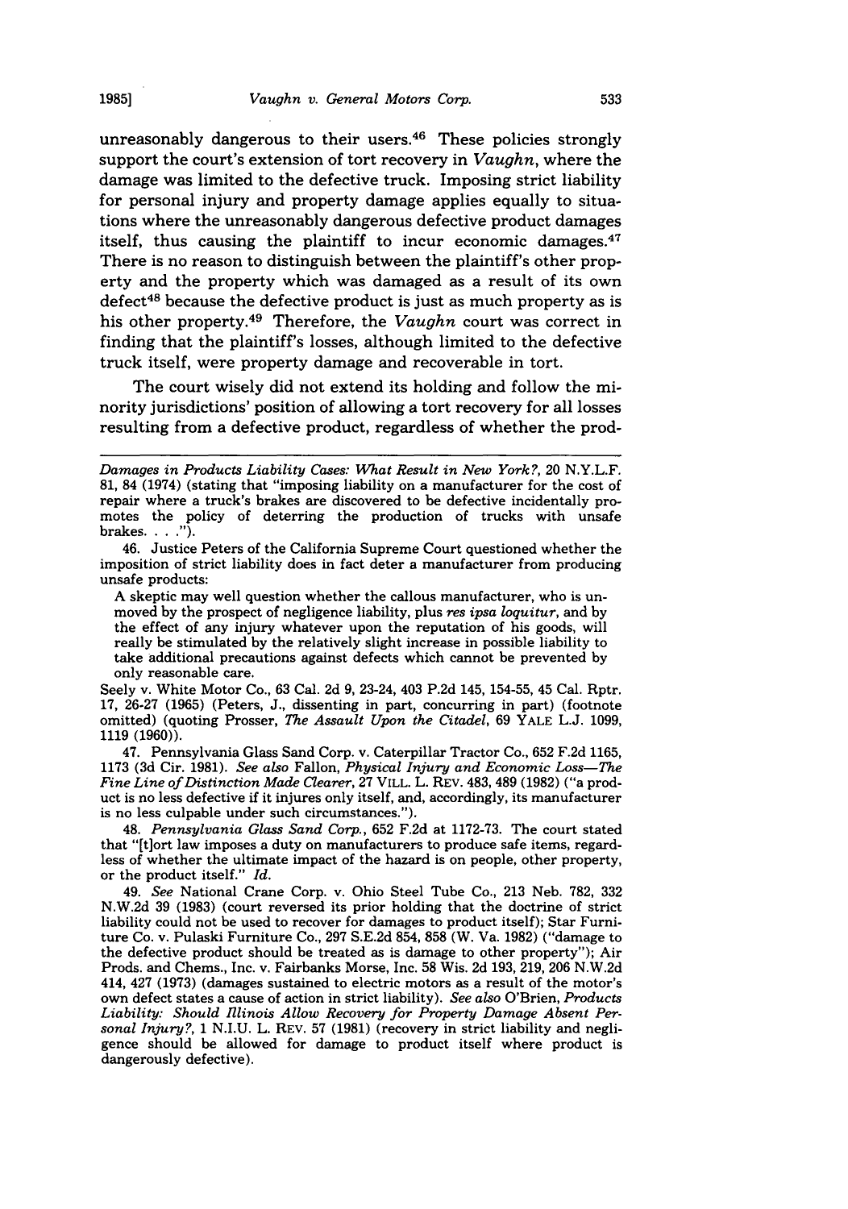unreasonably dangerous to their users.[46] These policies strongly support the court's extension of tort recovery in *Vaughn*, where the damage was limited to the defective truck. Imposing strict liability for personal injury and property damage applies equally to situations where the unreasonably dangerous defective product damages itself, thus causing the plaintiff to incur economic damages.[47] There is no reason to distinguish between the plaintiff's other property and the property which was damaged as a result of its own defect[48] because the defective product is just as much property as is his other property.[49] Therefore, the *Vaughn* court was correct in finding that the plaintiff's losses, although limited to the defective truck itself, were property damage and recoverable in tort.

The court wisely did not extend its holding and follow the minority jurisdictions' position of allowing a tort recovery for all losses resulting from a defective product, regardless of whether the prod-

---

*Damages in Products Liability Cases: What Result in New York?*, 20 N.Y.L.F. 81, 84 (1974) (stating that "imposing liability on a manufacturer for the cost of repair where a truck's brakes are discovered to be defective incidentally promotes the policy of deterring the production of trucks with unsafe brakes. . . .").

46. Justice Peters of the California Supreme Court questioned whether the imposition of strict liability does in fact deter a manufacturer from producing unsafe products:

> A skeptic may well question whether the callous manufacturer, who is unmoved by the prospect of negligence liability, plus *res ipsa loquitur*, and by the effect of any injury whatever upon the reputation of his goods, will really be stimulated by the relatively slight increase in possible liability to take additional precautions against defects which cannot be prevented by only reasonable care.

Seely v. White Motor Co., 63 Cal. 2d 9, 23-24, 403 P.2d 145, 154-55, 45 Cal. Rptr. 17, 26-27 (1965) (Peters, J., dissenting in part, concurring in part) (footnote omitted) (quoting Prosser, *The Assault Upon the Citadel*, 69 YALE L.J. 1099, 1119 (1960)).

47. Pennsylvania Glass Sand Corp. v. Caterpillar Tractor Co., 652 F.2d 1165, 1173 (3d Cir. 1981). *See also* Fallon, *Physical Injury and Economic Loss—The Fine Line of Distinction Made Clearer*, 27 VILL. L. REV. 483, 489 (1982) ("a product is no less defective if it injures only itself, and, accordingly, its manufacturer is no less culpable under such circumstances.").

48. *Pennsylvania Glass Sand Corp.*, 652 F.2d at 1172-73. The court stated that "[t]ort law imposes a duty on manufacturers to produce safe items, regardless of whether the ultimate impact of the hazard is on people, other property, or the product itself." *Id.*

49. *See* National Crane Corp. v. Ohio Steel Tube Co., 213 Neb. 782, 332 N.W.2d 39 (1983) (court reversed its prior holding that the doctrine of strict liability could not be used to recover for damages to product itself); Star Furniture Co. v. Pulaski Furniture Co., 297 S.E.2d 854, 858 (W. Va. 1982) ("damage to the defective product should be treated as is damage to other property"); Air Prods. and Chems., Inc. v. Fairbanks Morse, Inc. 58 Wis. 2d 193, 219, 206 N.W.2d 414, 427 (1973) (damages sustained to electric motors as a result of the motor's own defect states a cause of action in strict liability). *See also* O'Brien, *Products Liability: Should Illinois Allow Recovery for Property Damage Absent Personal Injury?*, 1 N.I.U. L. REV. 57 (1981) (recovery in strict liability and negligence should be allowed for damage to product itself where product is dangerously defective).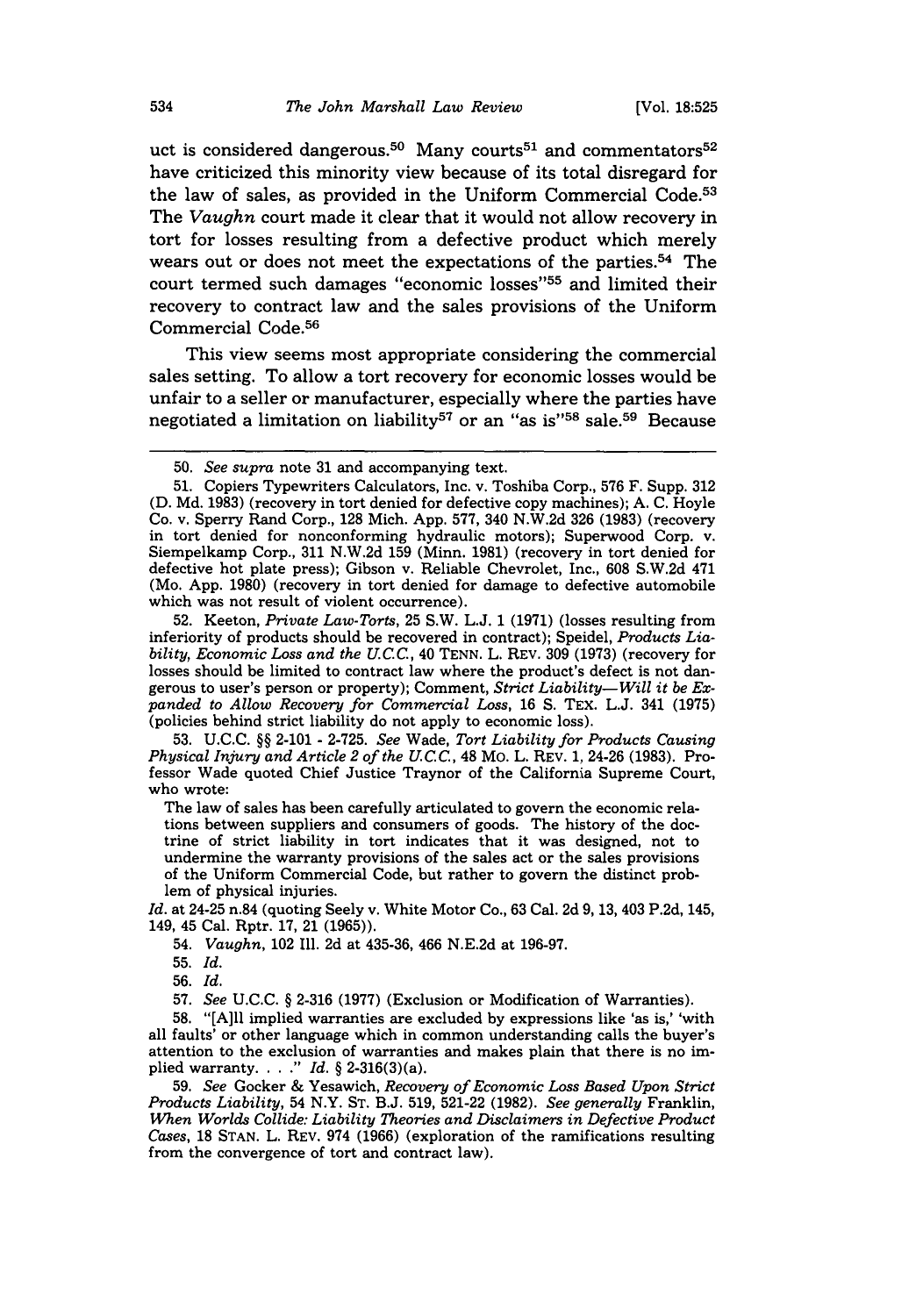uct is considered dangerous.[50] Many courts[51] and commentators[52] have criticized this minority view because of its total disregard for the law of sales, as provided in the Uniform Commercial Code.[53] The *Vaughn* court made it clear that it would not allow recovery in tort for losses resulting from a defective product which merely wears out or does not meet the expectations of the parties.[54] The court termed such damages "economic losses"[55] and limited their recovery to contract law and the sales provisions of the Uniform Commercial Code.[56]

This view seems most appropriate considering the commercial sales setting. To allow a tort recovery for economic losses would be unfair to a seller or manufacturer, especially where the parties have negotiated a limitation on liability[57] or an "as is"[58] sale.[59] Because

---

50. *See supra* note 31 and accompanying text.

51. Copiers Typewriters Calculators, Inc. v. Toshiba Corp., 576 F. Supp. 312 (D. Md. 1983) (recovery in tort denied for defective copy machines); A. C. Hoyle Co. v. Sperry Rand Corp., 128 Mich. App. 577, 340 N.W.2d 326 (1983) (recovery in tort denied for nonconforming hydraulic motors); Superwood Corp. v. Siempelkamp Corp., 311 N.W.2d 159 (Minn. 1981) (recovery in tort denied for defective hot plate press); Gibson v. Reliable Chevrolet, Inc., 608 S.W.2d 471 (Mo. App. 1980) (recovery in tort denied for damage to defective automobile which was not result of violent occurrence).

52. Keeton, *Private Law-Torts*, 25 S.W. L.J. 1 (1971) (losses resulting from inferiority of products should be recovered in contract); Speidel, *Products Liability, Economic Loss and the U.C.C.*, 40 TENN. L. REV. 309 (1973) (recovery for losses should be limited to contract law where the product's defect is not dangerous to user's person or property); Comment, *Strict Liability—Will it be Expanded to Allow Recovery for Commercial Loss*, 16 S. TEX. L.J. 341 (1975) (policies behind strict liability do not apply to economic loss).

53. U.C.C. §§ 2-101 - 2-725. *See* Wade, *Tort Liability for Products Causing Physical Injury and Article 2 of the U.C.C.*, 48 MO. L. REV. 1, 24-26 (1983). Professor Wade quoted Chief Justice Traynor of the California Supreme Court, who wrote:

> The law of sales has been carefully articulated to govern the economic relations between suppliers and consumers of goods. The history of the doctrine of strict liability in tort indicates that it was designed, not to undermine the warranty provisions of the sales act or the sales provisions of the Uniform Commercial Code, but rather to govern the distinct problem of physical injuries.

*Id.* at 24-25 n.84 (quoting Seely v. White Motor Co., 63 Cal. 2d 9, 13, 403 P.2d, 145, 149, 45 Cal. Rptr. 17, 21 (1965)).

54. *Vaughn*, 102 Ill. 2d at 435-36, 466 N.E.2d at 196-97.

55. *Id.*

56. *Id.*

57. *See* U.C.C. § 2-316 (1977) (Exclusion or Modification of Warranties).

58. "[A]ll implied warranties are excluded by expressions like 'as is,' 'with all faults' or other language which in common understanding calls the buyer's attention to the exclusion of warranties and makes plain that there is no implied warranty. . . ." *Id.* § 2-316(3)(a).

59. *See* Gocker & Yesawich, *Recovery of Economic Loss Based Upon Strict Products Liability*, 54 N.Y. ST. B.J. 519, 521-22 (1982). *See generally* Franklin, *When Worlds Collide: Liability Theories and Disclaimers in Defective Product Cases*, 18 STAN. L. REV. 974 (1966) (exploration of the ramifications resulting from the convergence of tort and contract law).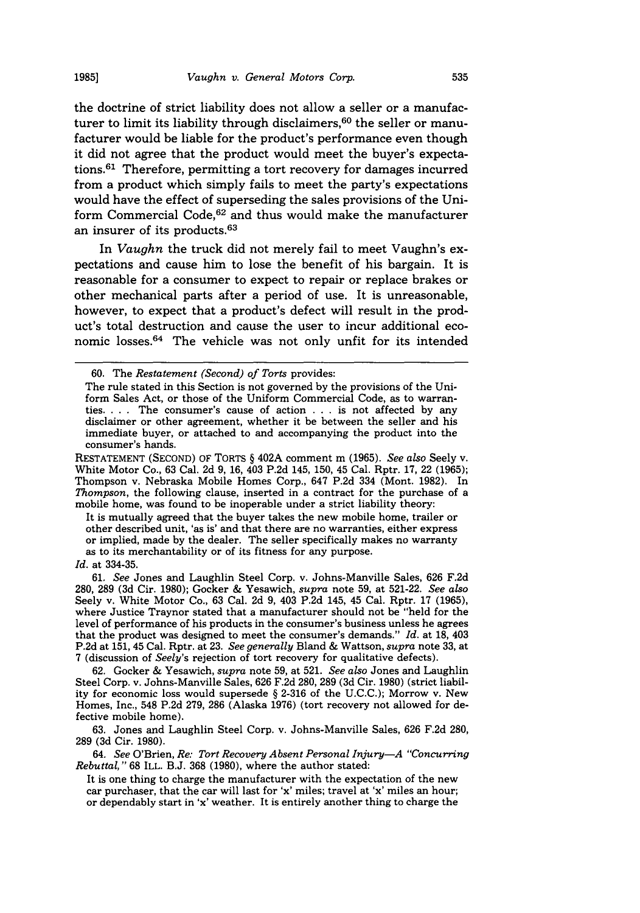the doctrine of strict liability does not allow a seller or a manufacturer to limit its liability through disclaimers,[60] the seller or manufacturer would be liable for the product's performance even though it did not agree that the product would meet the buyer's expectations.[61] Therefore, permitting a tort recovery for damages incurred from a product which simply fails to meet the party's expectations would have the effect of superseding the sales provisions of the Uniform Commercial Code,[62] and thus would make the manufacturer an insurer of its products.[63]

In *Vaughn* the truck did not merely fail to meet Vaughn's expectations and cause him to lose the benefit of his bargain. It is reasonable for a consumer to expect to repair or replace brakes or other mechanical parts after a period of use. It is unreasonable, however, to expect that a product's defect will result in the product's total destruction and cause the user to incur additional economic losses.[64] The vehicle was not only unfit for its intended

---

60. The *Restatement (Second) of Torts* provides:

> The rule stated in this Section is not governed by the provisions of the Uniform Sales Act, or those of the Uniform Commercial Code, as to warranties. . . . The consumer's cause of action . . . is not affected by any disclaimer or other agreement, whether it be between the seller and his immediate buyer, or attached to and accompanying the product into the consumer's hands.

RESTATEMENT (SECOND) OF TORTS § 402A comment m (1965). *See also* Seely v. White Motor Co., 63 Cal. 2d 9, 16, 403 P.2d 145, 150, 45 Cal. Rptr. 17, 22 (1965); Thompson v. Nebraska Mobile Homes Corp., 647 P.2d 334 (Mont. 1982). In *Thompson*, the following clause, inserted in a contract for the purchase of a mobile home, was found to be inoperable under a strict liability theory:

> It is mutually agreed that the buyer takes the new mobile home, trailer or other described unit, 'as is' and that there are no warranties, either express or implied, made by the dealer. The seller specifically makes no warranty as to its merchantability or of its fitness for any purpose.

*Id.* at 334-35.

61. *See* Jones and Laughlin Steel Corp. v. Johns-Manville Sales, 626 F.2d 280, 289 (3d Cir. 1980); Gocker & Yesawich, *supra* note 59, at 521-22. *See also* Seely v. White Motor Co., 63 Cal. 2d 9, 403 P.2d 145, 45 Cal. Rptr. 17 (1965), where Justice Traynor stated that a manufacturer should not be "held for the level of performance of his products in the consumer's business unless he agrees that the product was designed to meet the consumer's demands." *Id.* at 18, 403 P.2d at 151, 45 Cal. Rptr. at 23. *See generally* Bland & Wattson, *supra* note 33, at 7 (discussion of *Seely*'s rejection of tort recovery for qualitative defects).

62. Gocker & Yesawich, *supra* note 59, at 521. *See also* Jones and Laughlin Steel Corp. v. Johns-Manville Sales, 626 F.2d 280, 289 (3d Cir. 1980) (strict liability for economic loss would supersede § 2-316 of the U.C.C.); Morrow v. New Homes, Inc., 548 P.2d 279, 286 (Alaska 1976) (tort recovery not allowed for defective mobile home).

63. Jones and Laughlin Steel Corp. v. Johns-Manville Sales, 626 F.2d 280, 289 (3d Cir. 1980).

64. *See* O'Brien, *Re: Tort Recovery Absent Personal Injury—A "Concurring Rebuttal,"* 68 ILL. B.J. 368 (1980), where the author stated:

> It is one thing to charge the manufacturer with the expectation of the new car purchaser, that the car will last for 'x' miles; travel at 'x' miles an hour; or dependably start in 'x' weather. It is entirely another thing to charge the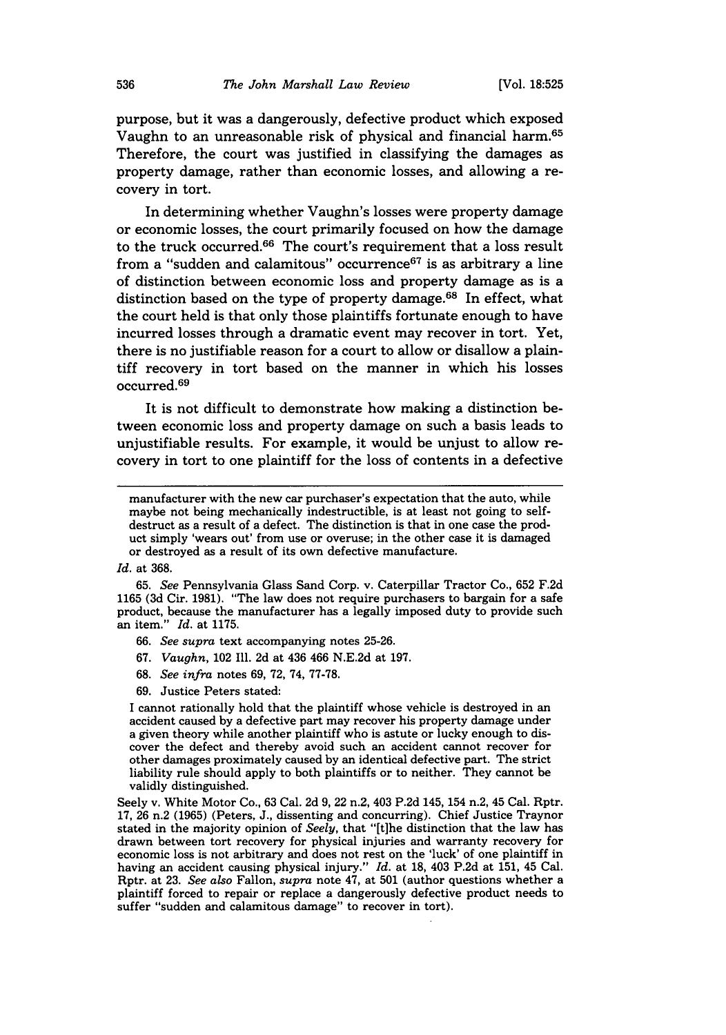purpose, but it was a dangerously, defective product which exposed Vaughn to an unreasonable risk of physical and financial harm.[65] Therefore, the court was justified in classifying the damages as property damage, rather than economic losses, and allowing a recovery in tort.

In determining whether Vaughn's losses were property damage or economic losses, the court primarily focused on how the damage to the truck occurred.[66] The court's requirement that a loss result from a "sudden and calamitous" occurrence[67] is as arbitrary a line of distinction between economic loss and property damage as is a distinction based on the type of property damage.[68] In effect, what the court held is that only those plaintiffs fortunate enough to have incurred losses through a dramatic event may recover in tort. Yet, there is no justifiable reason for a court to allow or disallow a plaintiff recovery in tort based on the manner in which his losses occurred.[69]

It is not difficult to demonstrate how making a distinction between economic loss and property damage on such a basis leads to unjustifiable results. For example, it would be unjust to allow recovery in tort to one plaintiff for the loss of contents in a defective

---

> manufacturer with the new car purchaser's expectation that the auto, while maybe not being mechanically indestructible, is at least not going to self-destruct as a result of a defect. The distinction is that in one case the product simply 'wears out' from use or overuse; in the other case it is damaged or destroyed as a result of its own defective manufacture.

*Id.* at 368.

65. *See* Pennsylvania Glass Sand Corp. v. Caterpillar Tractor Co., 652 F.2d 1165 (3d Cir. 1981). "The law does not require purchasers to bargain for a safe product, because the manufacturer has a legally imposed duty to provide such an item." *Id.* at 1175.

66. *See supra* text accompanying notes 25-26.

67. *Vaughn*, 102 Ill. 2d at 436 466 N.E.2d at 197.

68. *See infra* notes 69, 72, 74, 77-78.

69. Justice Peters stated:

> I cannot rationally hold that the plaintiff whose vehicle is destroyed in an accident caused by a defective part may recover his property damage under a given theory while another plaintiff who is astute or lucky enough to discover the defect and thereby avoid such an accident cannot recover for other damages proximately caused by an identical defective part. The strict liability rule should apply to both plaintiffs or to neither. They cannot be validly distinguished.

Seely v. White Motor Co., 63 Cal. 2d 9, 22 n.2, 403 P.2d 145, 154 n.2, 45 Cal. Rptr. 17, 26 n.2 (1965) (Peters, J., dissenting and concurring). Chief Justice Traynor stated in the majority opinion of *Seely*, that "[t]he distinction that the law has drawn between tort recovery for physical injuries and warranty recovery for economic loss is not arbitrary and does not rest on the 'luck' of one plaintiff in having an accident causing physical injury." *Id.* at 18, 403 P.2d at 151, 45 Cal. Rptr. at 23. *See also* Fallon, *supra* note 47, at 501 (author questions whether a plaintiff forced to repair or replace a dangerously defective product needs to suffer "sudden and calamitous damage" to recover in tort).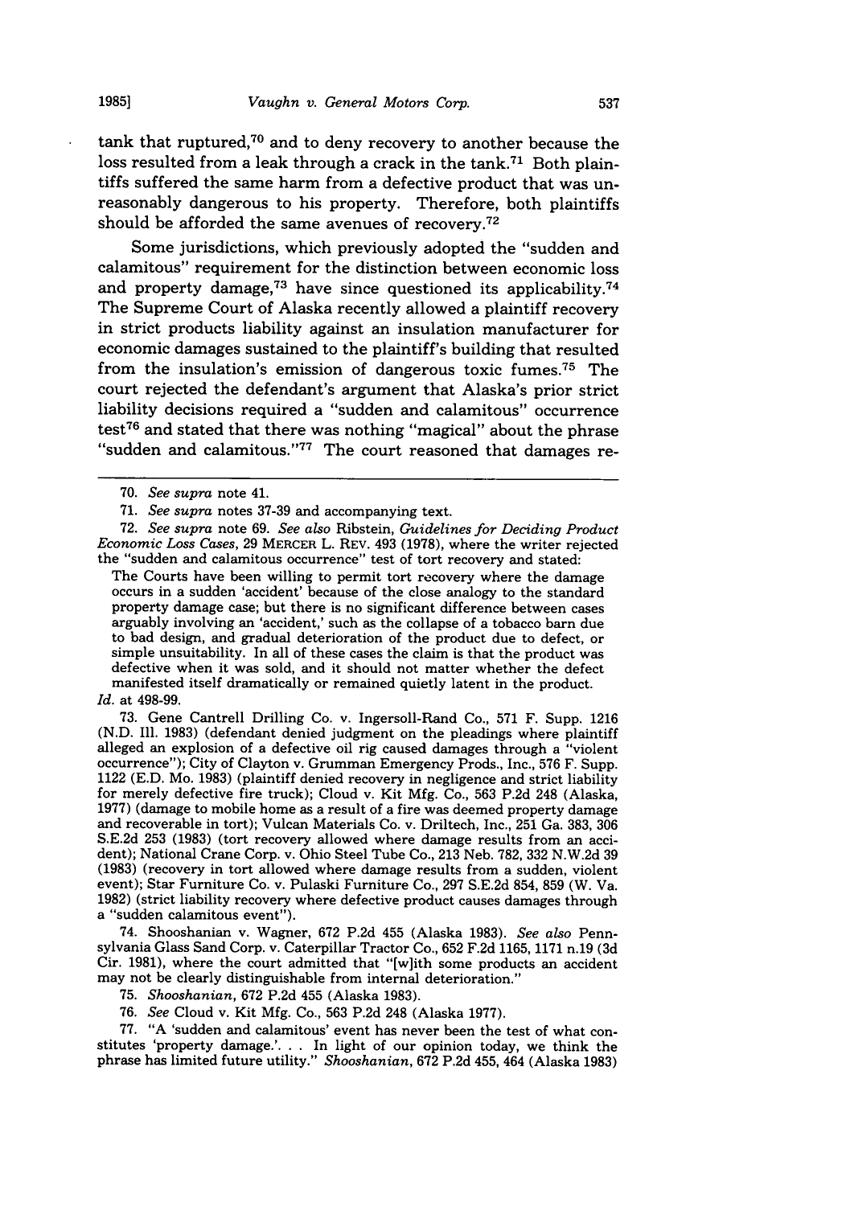tank that ruptured,[70] and to deny recovery to another because the loss resulted from a leak through a crack in the tank.[71] Both plaintiffs suffered the same harm from a defective product that was unreasonably dangerous to his property. Therefore, both plaintiffs should be afforded the same avenues of recovery.[72]

Some jurisdictions, which previously adopted the "sudden and calamitous" requirement for the distinction between economic loss and property damage,[73] have since questioned its applicability.[74] The Supreme Court of Alaska recently allowed a plaintiff recovery in strict products liability against an insulation manufacturer for economic damages sustained to the plaintiff's building that resulted from the insulation's emission of dangerous toxic fumes.[75] The court rejected the defendant's argument that Alaska's prior strict liability decisions required a "sudden and calamitous" occurrence test[76] and stated that there was nothing "magical" about the phrase "sudden and calamitous."[77] The court reasoned that damages re-

---

70. *See supra* note 41.

71. *See supra* notes 37-39 and accompanying text.

72. *See supra* note 69. *See also* Ribstein, *Guidelines for Deciding Product Economic Loss Cases*, 29 MERCER L. REV. 493 (1978), where the writer rejected the "sudden and calamitous occurrence" test of tort recovery and stated:

> The Courts have been willing to permit tort recovery where the damage occurs in a sudden 'accident' because of the close analogy to the standard property damage case; but there is no significant difference between cases arguably involving an 'accident,' such as the collapse of a tobacco barn due to bad design, and gradual deterioration of the product due to defect, or simple unsuitability. In all of these cases the claim is that the product was defective when it was sold, and it should not matter whether the defect manifested itself dramatically or remained quietly latent in the product.

*Id.* at 498-99.

73. Gene Cantrell Drilling Co. v. Ingersoll-Rand Co., 571 F. Supp. 1216 (N.D. Ill. 1983) (defendant denied judgment on the pleadings where plaintiff alleged an explosion of a defective oil rig caused damages through a "violent occurrence"); City of Clayton v. Grumman Emergency Prods., Inc., 576 F. Supp. 1122 (E.D. Mo. 1983) (plaintiff denied recovery in negligence and strict liability for merely defective fire truck); Cloud v. Kit Mfg. Co., 563 P.2d 248 (Alaska, 1977) (damage to mobile home as a result of a fire was deemed property damage and recoverable in tort); Vulcan Materials Co. v. Driltech, Inc., 251 Ga. 383, 306 S.E.2d 253 (1983) (tort recovery allowed where damage results from an accident); National Crane Corp. v. Ohio Steel Tube Co., 213 Neb. 782, 332 N.W.2d 39 (1983) (recovery in tort allowed where damage results from a sudden, violent event); Star Furniture Co. v. Pulaski Furniture Co., 297 S.E.2d 854, 859 (W. Va. 1982) (strict liability recovery where defective product causes damages through a "sudden calamitous event").

74. Shooshanian v. Wagner, 672 P.2d 455 (Alaska 1983). *See also* Pennsylvania Glass Sand Corp. v. Caterpillar Tractor Co., 652 F.2d 1165, 1171 n.19 (3d Cir. 1981), where the court admitted that "[w]ith some products an accident may not be clearly distinguishable from internal deterioration."

75. *Shooshanian*, 672 P.2d 455 (Alaska 1983).

76. *See* Cloud v. Kit Mfg. Co., 563 P.2d 248 (Alaska 1977).

77. "A 'sudden and calamitous' event has never been the test of what constitutes 'property damage.'. . . In light of our opinion today, we think the phrase has limited future utility." *Shooshanian*, 672 P.2d 455, 464 (Alaska 1983)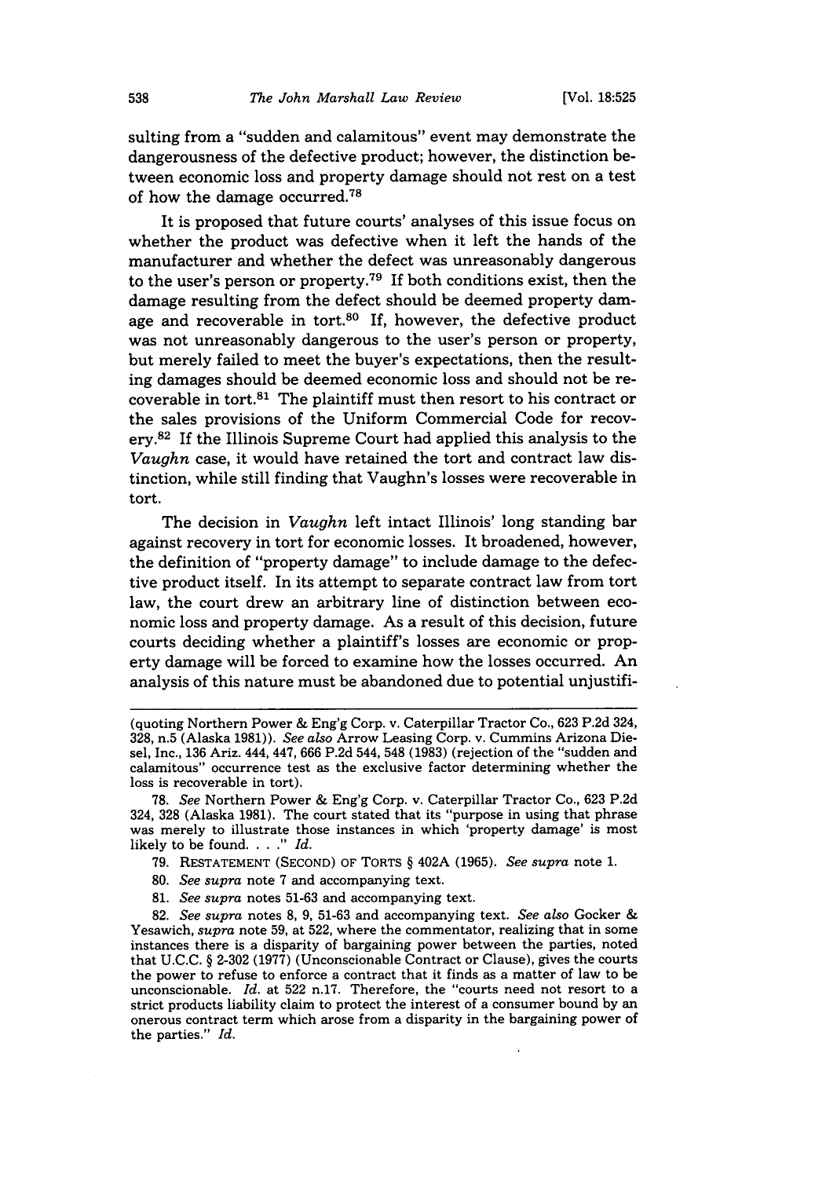sulting from a "sudden and calamitous" event may demonstrate the dangerousness of the defective product; however, the distinction between economic loss and property damage should not rest on a test of how the damage occurred.[78]

It is proposed that future courts' analyses of this issue focus on whether the product was defective when it left the hands of the manufacturer and whether the defect was unreasonably dangerous to the user's person or property.[79] If both conditions exist, then the damage resulting from the defect should be deemed property damage and recoverable in tort.[80] If, however, the defective product was not unreasonably dangerous to the user's person or property, but merely failed to meet the buyer's expectations, then the resulting damages should be deemed economic loss and should not be recoverable in tort.[81] The plaintiff must then resort to his contract or the sales provisions of the Uniform Commercial Code for recovery.[82] If the Illinois Supreme Court had applied this analysis to the *Vaughn* case, it would have retained the tort and contract law distinction, while still finding that Vaughn's losses were recoverable in tort.

The decision in *Vaughn* left intact Illinois' long standing bar against recovery in tort for economic losses. It broadened, however, the definition of "property damage" to include damage to the defective product itself. In its attempt to separate contract law from tort law, the court drew an arbitrary line of distinction between economic loss and property damage. As a result of this decision, future courts deciding whether a plaintiff's losses are economic or property damage will be forced to examine how the losses occurred. An analysis of this nature must be abandoned due to potential unjustifi-

---

(quoting Northern Power & Eng'g Corp. v. Caterpillar Tractor Co., 623 P.2d 324, 328, n.5 (Alaska 1981)). *See also* Arrow Leasing Corp. v. Cummins Arizona Diesel, Inc., 136 Ariz. 444, 447, 666 P.2d 544, 548 (1983) (rejection of the "sudden and calamitous" occurrence test as the exclusive factor determining whether the loss is recoverable in tort).

78. *See* Northern Power & Eng'g Corp. v. Caterpillar Tractor Co., 623 P.2d 324, 328 (Alaska 1981). The court stated that its "purpose in using that phrase was merely to illustrate those instances in which 'property damage' is most likely to be found. . . ." *Id.*

79. RESTATEMENT (SECOND) OF TORTS § 402A (1965). *See supra* note 1.

80. *See supra* note 7 and accompanying text.

81. *See supra* notes 51-63 and accompanying text.

82. *See supra* notes 8, 9, 51-63 and accompanying text. *See also* Gocker & Yesawich, *supra* note 59, at 522, where the commentator, realizing that in some instances there is a disparity of bargaining power between the parties, noted that U.C.C. § 2-302 (1977) (Unconscionable Contract or Clause), gives the courts the power to refuse to enforce a contract that it finds as a matter of law to be unconscionable. *Id.* at 522 n.17. Therefore, the "courts need not resort to a strict products liability claim to protect the interest of a consumer bound by an onerous contract term which arose from a disparity in the bargaining power of the parties." *Id.*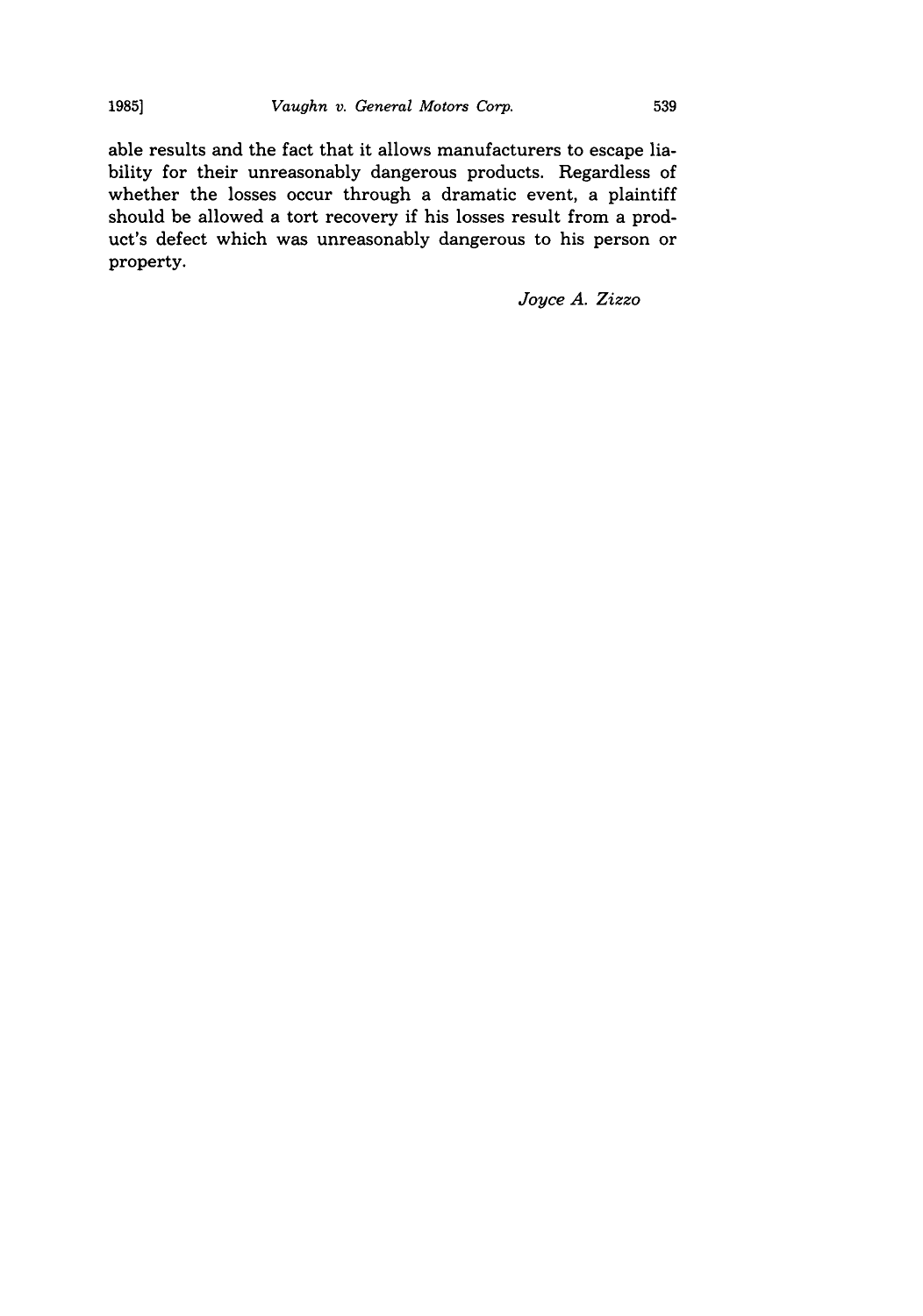able results and the fact that it allows manufacturers to escape liability for their unreasonably dangerous products. Regardless of whether the losses occur through a dramatic event, a plaintiff should be allowed a tort recovery if his losses result from a product's defect which was unreasonably dangerous to his person or property.

*Joyce A. Zizzo*